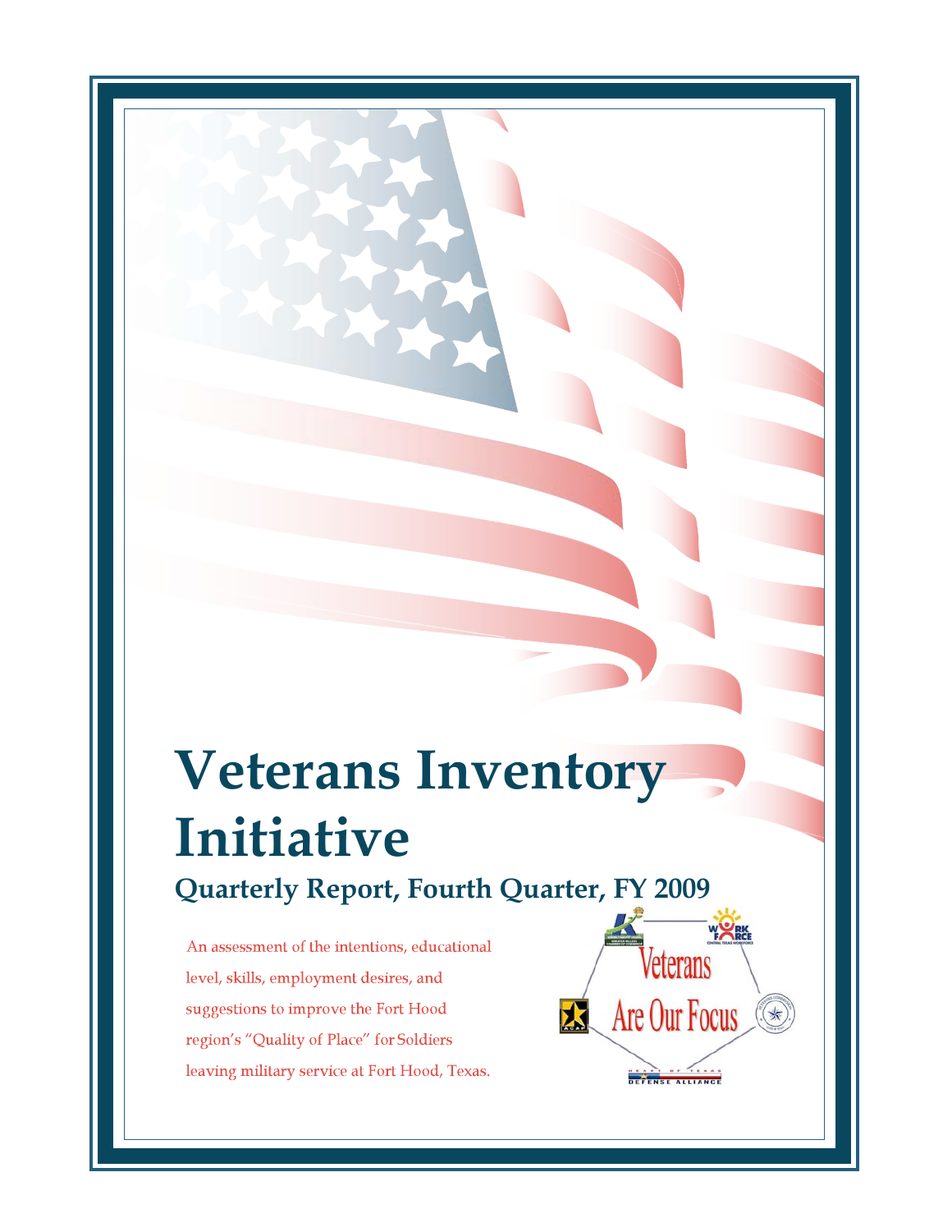# Veterans Inventory Initiative

## Quarterly Report, Fourth Quarter, FY 2009

An assessment of the intentions, educational level, skills, employment desires, and suggestions to improve the Fort Hood region's "Quality of Place" for Soldiers leaving military service at Fort Hood, Texas.

Veterans Are Our Focus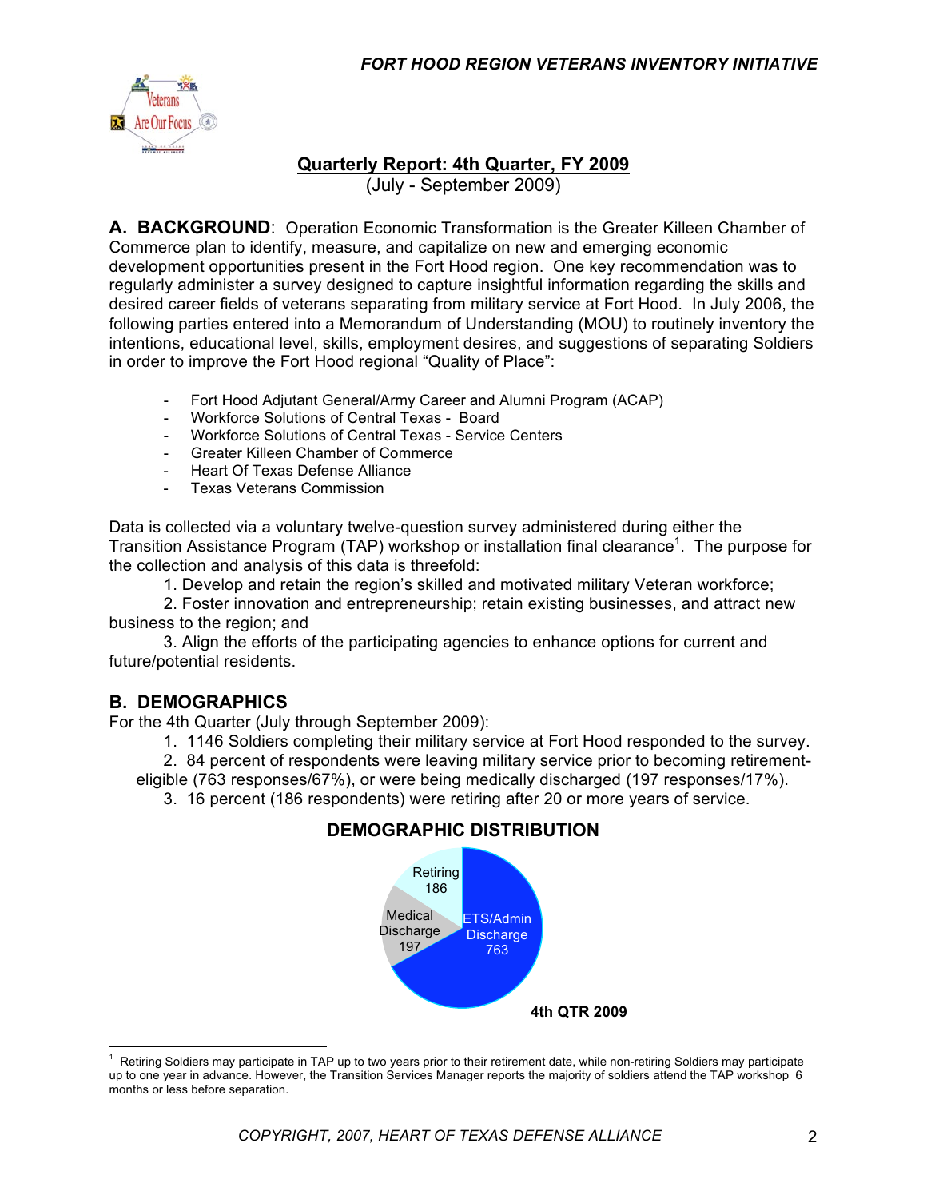## Quarterly Report: 4th Quarter, FY 2009

(July - September 2009)

**A. BACKGROUND**: Operation Economic Transformation is the Greater Killeen Chamber of Commerce plan to identify, measure, and capitalize on new and emerging economic development opportunities present in the Fort Hood region. One key recommendation was to regularly administer a survey designed to capture insightful information regarding the skills and desired career fields of veterans separating from military service at Fort Hood. In July 2006, the following parties entered into a Memorandum of Understanding (MOU) to routinely inventory the intentions, educational level, skills, employment desires, and suggestions of separating Soldiers in order to improve the Fort Hood regional "Quality of Place":

- Fort Hood Adjutant General/Army Career and Alumni Program (ACAP)
- Workforce Solutions of Central Texas - Board
- Workforce Solutions of Central Texas - Service Centers
- Greater Killeen Chamber of Commerce
- Heart Of Texas Defense Alliance
- Texas Veterans Commission

Data is collected via a voluntary twelve-question survey administered during either the Transition Assistance Program (TAP) workshop or installation final clearance[1]. The purpose for the collection and analysis of this data is threefold:

1. Develop and retain the region's skilled and motivated military Veteran workforce;
2. Foster innovation and entrepreneurship; retain existing businesses, and attract new business to the region; and
3. Align the efforts of the participating agencies to enhance options for current and future/potential residents.

## B. DEMOGRAPHICS

For the 4th Quarter (July through September 2009):

1. 1146 Soldiers completing their military service at Fort Hood responded to the survey.
2. 84 percent of respondents were leaving military service prior to becoming retirement-eligible (763 responses/67%), or were being medically discharged (197 responses/17%).
3. 16 percent (186 respondents) were retiring after 20 or more years of service.

**DEMOGRAPHIC DISTRIBUTION**

| Category | Count |
|---|---|
| ETS/Admin Discharge | 763 |
| Medical Discharge | 197 |
| Retiring | 186 |

**4th QTR 2009**

[1] Retiring Soldiers may participate in TAP up to two years prior to their retirement date, while non-retiring Soldiers may participate up to one year in advance. However, the Transition Services Manager reports the majority of soldiers attend the TAP workshop 6 months or less before separation.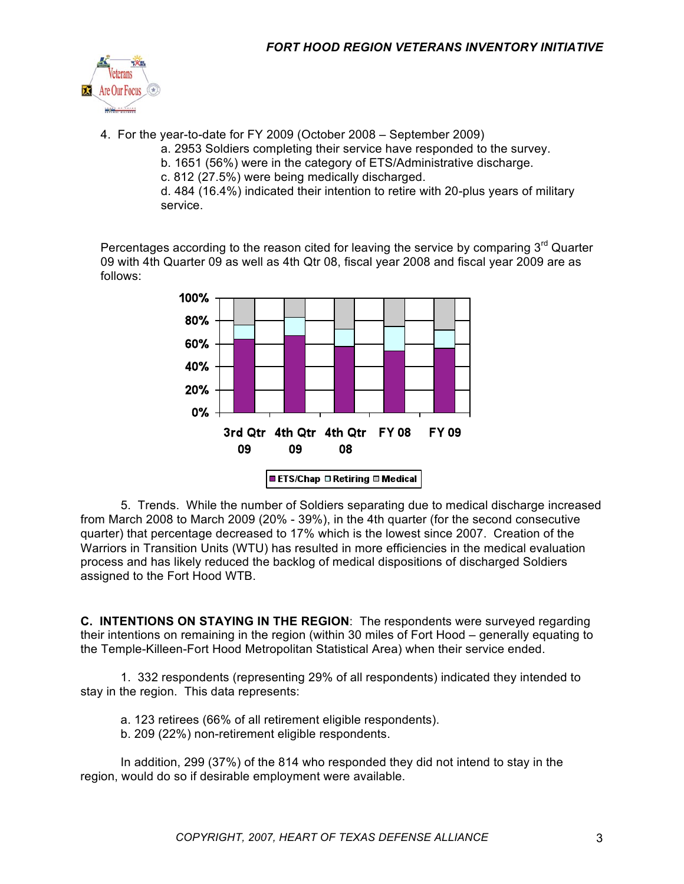4. For the year-to-date for FY 2009 (October 2008 – September 2009)
   a. 2953 Soldiers completing their service have responded to the survey.
   b. 1651 (56%) were in the category of ETS/Administrative discharge.
   c. 812 (27.5%) were being medically discharged.
   d. 484 (16.4%) indicated their intention to retire with 20-plus years of military service.

Percentages according to the reason cited for leaving the service by comparing 3rd Quarter 09 with 4th Quarter 09 as well as 4th Qtr 08, fiscal year 2008 and fiscal year 2009 are as follows:

5. Trends. While the number of Soldiers separating due to medical discharge increased from March 2008 to March 2009 (20% - 39%), in the 4th quarter (for the second consecutive quarter) that percentage decreased to 17% which is the lowest since 2007. Creation of the Warriors in Transition Units (WTU) has resulted in more efficiencies in the medical evaluation process and has likely reduced the backlog of medical dispositions of discharged Soldiers assigned to the Fort Hood WTB.

**C. INTENTIONS ON STAYING IN THE REGION**: The respondents were surveyed regarding their intentions on remaining in the region (within 30 miles of Fort Hood – generally equating to the Temple-Killeen-Fort Hood Metropolitan Statistical Area) when their service ended.

1. 332 respondents (representing 29% of all respondents) indicated they intended to stay in the region. This data represents:

   a. 123 retirees (66% of all retirement eligible respondents).
   b. 209 (22%) non-retirement eligible respondents.

In addition, 299 (37%) of the 814 who responded they did not intend to stay in the region, would do so if desirable employment were available.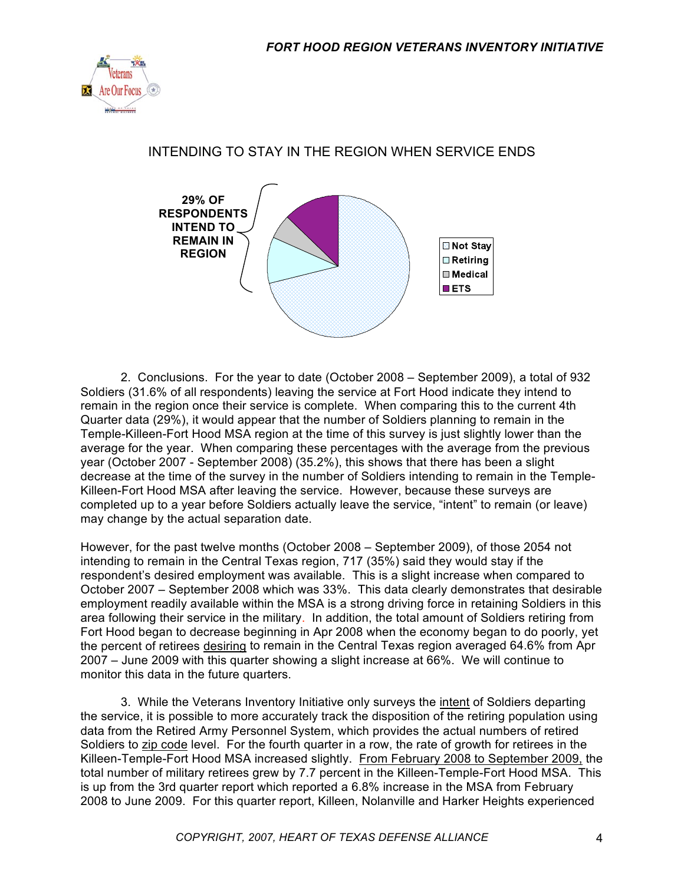## INTENDING TO STAY IN THE REGION WHEN SERVICE ENDS

**29% OF RESPONDENTS INTEND TO REMAIN IN REGION**

- Not Stay
- Retiring
- Medical
- ETS

2. Conclusions. For the year to date (October 2008 – September 2009), a total of 932 Soldiers (31.6% of all respondents) leaving the service at Fort Hood indicate they intend to remain in the region once their service is complete. When comparing this to the current 4th Quarter data (29%), it would appear that the number of Soldiers planning to remain in the Temple-Killeen-Fort Hood MSA region at the time of this survey is just slightly lower than the average for the year. When comparing these percentages with the average from the previous year (October 2007 - September 2008) (35.2%), this shows that there has been a slight decrease at the time of the survey in the number of Soldiers intending to remain in the Temple-Killeen-Fort Hood MSA after leaving the service. However, because these surveys are completed up to a year before Soldiers actually leave the service, "intent" to remain (or leave) may change by the actual separation date.

However, for the past twelve months (October 2008 – September 2009), of those 2054 not intending to remain in the Central Texas region, 717 (35%) said they would stay if the respondent's desired employment was available. This is a slight increase when compared to October 2007 – September 2008 which was 33%. This data clearly demonstrates that desirable employment readily available within the MSA is a strong driving force in retaining Soldiers in this area following their service in the military. In addition, the total amount of Soldiers retiring from Fort Hood began to decrease beginning in Apr 2008 when the economy began to do poorly, yet the percent of retirees desiring to remain in the Central Texas region averaged 64.6% from Apr 2007 – June 2009 with this quarter showing a slight increase at 66%. We will continue to monitor this data in the future quarters.

3. While the Veterans Inventory Initiative only surveys the intent of Soldiers departing the service, it is possible to more accurately track the disposition of the retiring population using data from the Retired Army Personnel System, which provides the actual numbers of retired Soldiers to zip code level. For the fourth quarter in a row, the rate of growth for retirees in the Killeen-Temple-Fort Hood MSA increased slightly. From February 2008 to September 2009, the total number of military retirees grew by 7.7 percent in the Killeen-Temple-Fort Hood MSA. This is up from the 3rd quarter report which reported a 6.8% increase in the MSA from February 2008 to June 2009. For this quarter report, Killeen, Nolanville and Harker Heights experienced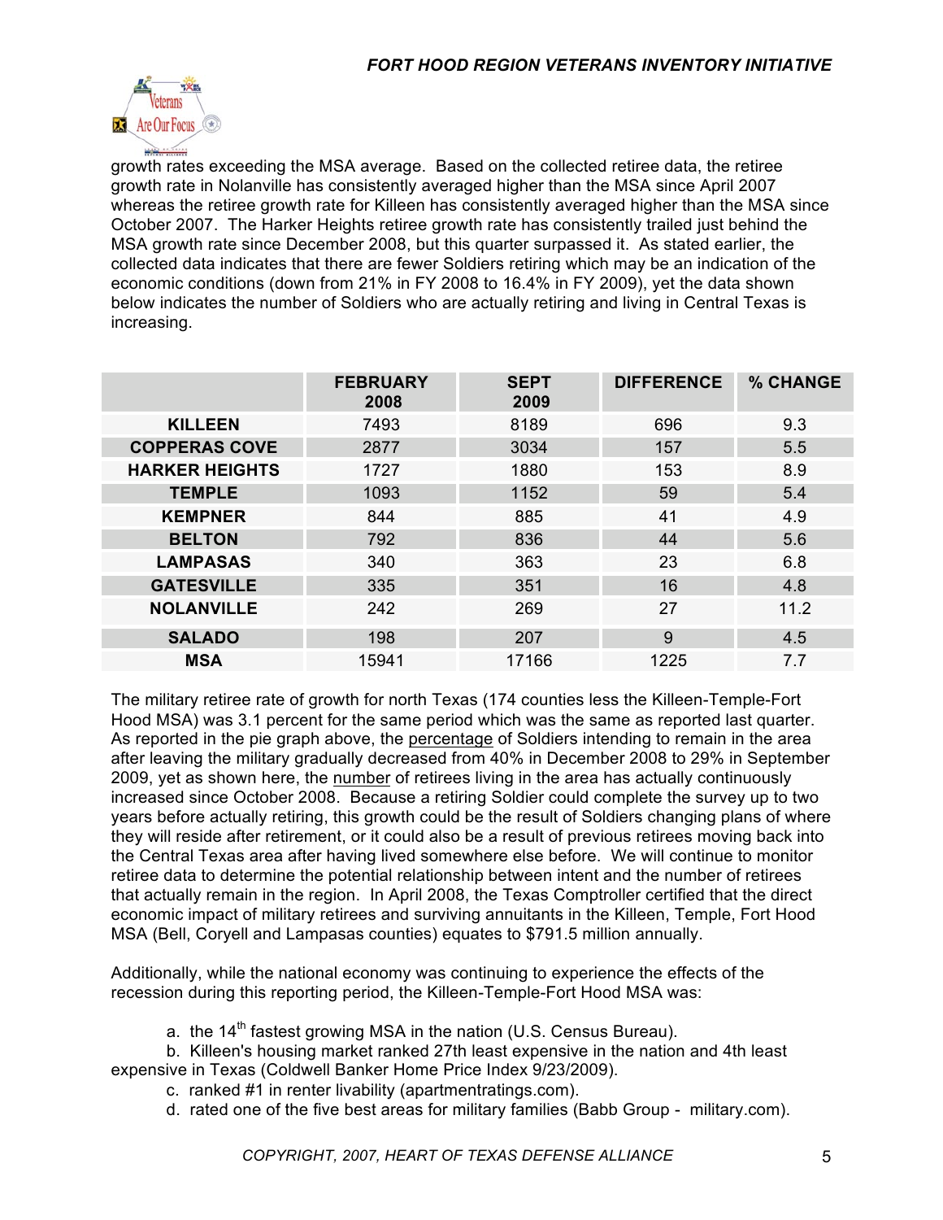growth rates exceeding the MSA average. Based on the collected retiree data, the retiree growth rate in Nolanville has consistently averaged higher than the MSA since April 2007 whereas the retiree growth rate for Killeen has consistently averaged higher than the MSA since October 2007. The Harker Heights retiree growth rate has consistently trailed just behind the MSA growth rate since December 2008, but this quarter surpassed it. As stated earlier, the collected data indicates that there are fewer Soldiers retiring which may be an indication of the economic conditions (down from 21% in FY 2008 to 16.4% in FY 2009), yet the data shown below indicates the number of Soldiers who are actually retiring and living in Central Texas is increasing.

| | FEBRUARY 2008 | SEPT 2009 | DIFFERENCE | % CHANGE |
|---|---|---|---|---|
| KILLEEN | 7493 | 8189 | 696 | 9.3 |
| COPPERAS COVE | 2877 | 3034 | 157 | 5.5 |
| HARKER HEIGHTS | 1727 | 1880 | 153 | 8.9 |
| TEMPLE | 1093 | 1152 | 59 | 5.4 |
| KEMPNER | 844 | 885 | 41 | 4.9 |
| BELTON | 792 | 836 | 44 | 5.6 |
| LAMPASAS | 340 | 363 | 23 | 6.8 |
| GATESVILLE | 335 | 351 | 16 | 4.8 |
| NOLANVILLE | 242 | 269 | 27 | 11.2 |
| SALADO | 198 | 207 | 9 | 4.5 |
| MSA | 15941 | 17166 | 1225 | 7.7 |

The military retiree rate of growth for north Texas (174 counties less the Killeen-Temple-Fort Hood MSA) was 3.1 percent for the same period which was the same as reported last quarter. As reported in the pie graph above, the percentage of Soldiers intending to remain in the area after leaving the military gradually decreased from 40% in December 2008 to 29% in September 2009, yet as shown here, the number of retirees living in the area has actually continuously increased since October 2008. Because a retiring Soldier could complete the survey up to two years before actually retiring, this growth could be the result of Soldiers changing plans of where they will reside after retirement, or it could also be a result of previous retirees moving back into the Central Texas area after having lived somewhere else before. We will continue to monitor retiree data to determine the potential relationship between intent and the number of retirees that actually remain in the region. In April 2008, the Texas Comptroller certified that the direct economic impact of military retirees and surviving annuitants in the Killeen, Temple, Fort Hood MSA (Bell, Coryell and Lampasas counties) equates to $791.5 million annually.

Additionally, while the national economy was continuing to experience the effects of the recession during this reporting period, the Killeen-Temple-Fort Hood MSA was:

a. the 14th fastest growing MSA in the nation (U.S. Census Bureau).

b. Killeen's housing market ranked 27th least expensive in the nation and 4th least expensive in Texas (Coldwell Banker Home Price Index 9/23/2009).

c. ranked #1 in renter livability (apartmentratings.com).

d. rated one of the five best areas for military families (Babb Group - military.com).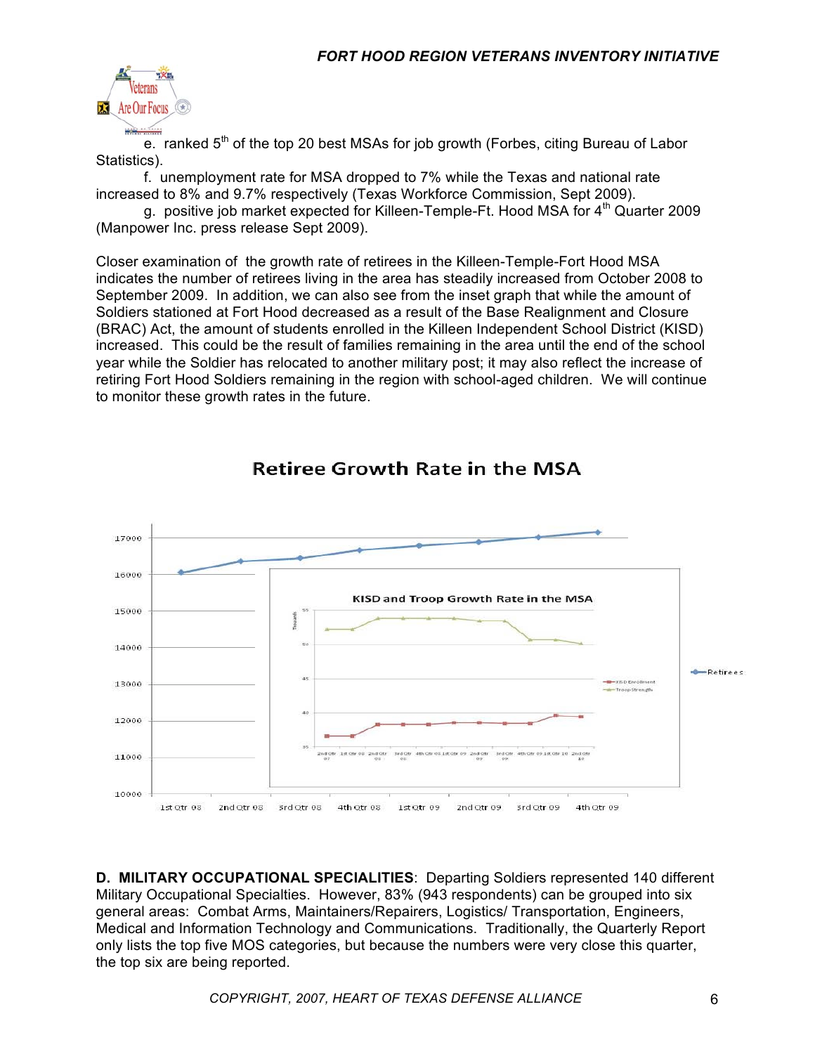e. ranked 5th of the top 20 best MSAs for job growth (Forbes, citing Bureau of Labor Statistics).

f. unemployment rate for MSA dropped to 7% while the Texas and national rate increased to 8% and 9.7% respectively (Texas Workforce Commission, Sept 2009).

g. positive job market expected for Killeen-Temple-Ft. Hood MSA for 4th Quarter 2009 (Manpower Inc. press release Sept 2009).

Closer examination of the growth rate of retirees in the Killeen-Temple-Fort Hood MSA indicates the number of retirees living in the area has steadily increased from October 2008 to September 2009. In addition, we can also see from the inset graph that while the amount of Soldiers stationed at Fort Hood decreased as a result of the Base Realignment and Closure (BRAC) Act, the amount of students enrolled in the Killeen Independent School District (KISD) increased. This could be the result of families remaining in the area until the end of the school year while the Soldier has relocated to another military post; it may also reflect the increase of retiring Fort Hood Soldiers remaining in the region with school-aged children. We will continue to monitor these growth rates in the future.

Retiree Growth Rate in the MSA

KISD and Troop Growth Rate in the MSA

**D. MILITARY OCCUPATIONAL SPECIALITIES**: Departing Soldiers represented 140 different Military Occupational Specialties. However, 83% (943 respondents) can be grouped into six general areas: Combat Arms, Maintainers/Repairers, Logistics/ Transportation, Engineers, Medical and Information Technology and Communications. Traditionally, the Quarterly Report only lists the top five MOS categories, but because the numbers were very close this quarter, the top six are being reported.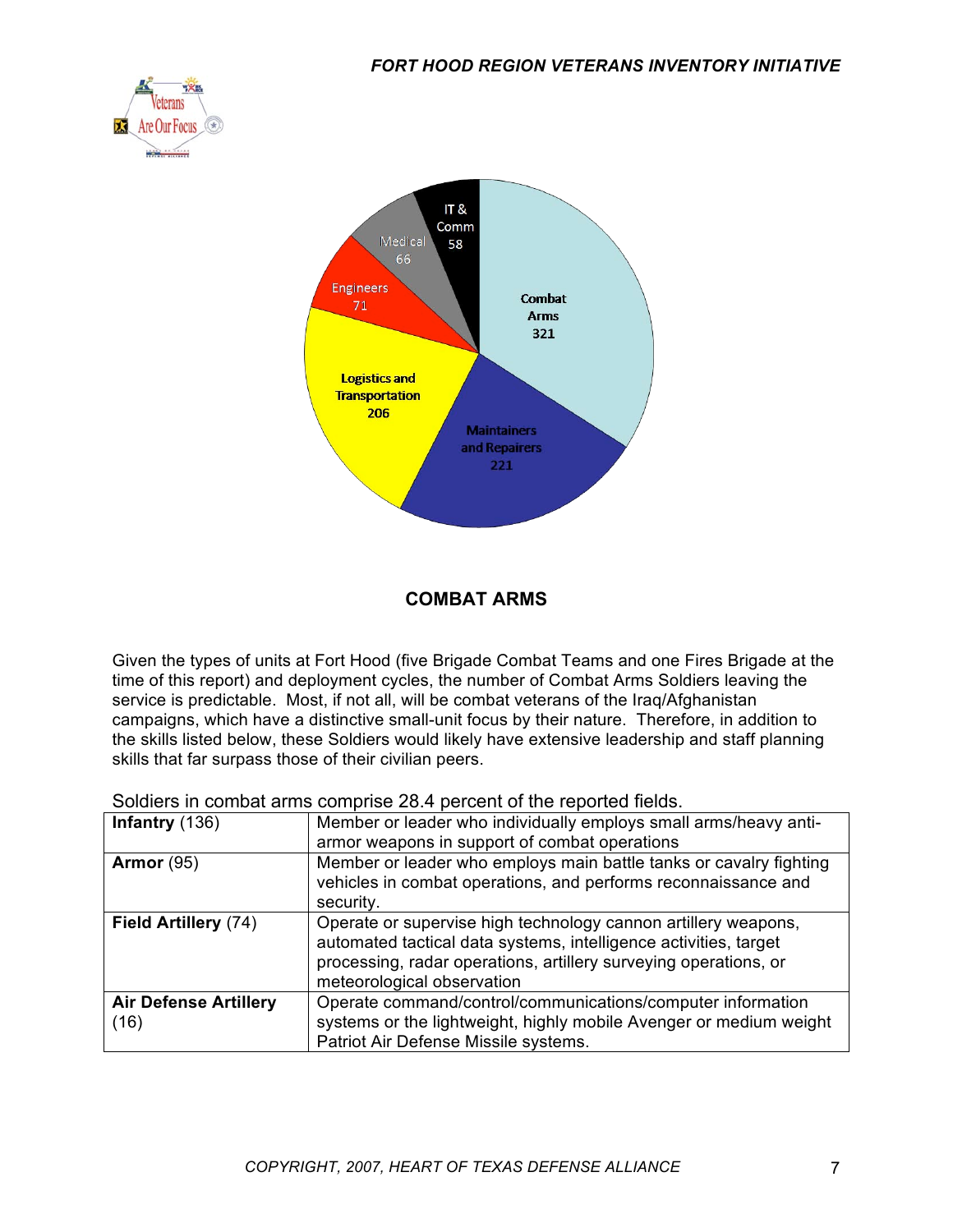## COMBAT ARMS

Given the types of units at Fort Hood (five Brigade Combat Teams and one Fires Brigade at the time of this report) and deployment cycles, the number of Combat Arms Soldiers leaving the service is predictable. Most, if not all, will be combat veterans of the Iraq/Afghanistan campaigns, which have a distinctive small-unit focus by their nature. Therefore, in addition to the skills listed below, these Soldiers would likely have extensive leadership and staff planning skills that far surpass those of their civilian peers.

Soldiers in combat arms comprise 28.4 percent of the reported fields.

| | |
|---|---|
| **Infantry** (136) | Member or leader who individually employs small arms/heavy anti-armor weapons in support of combat operations |
| **Armor** (95) | Member or leader who employs main battle tanks or cavalry fighting vehicles in combat operations, and performs reconnaissance and security. |
| **Field Artillery** (74) | Operate or supervise high technology cannon artillery weapons, automated tactical data systems, intelligence activities, target processing, radar operations, artillery surveying operations, or meteorological observation |
| **Air Defense Artillery** (16) | Operate command/control/communications/computer information systems or the lightweight, highly mobile Avenger or medium weight Patriot Air Defense Missile systems. |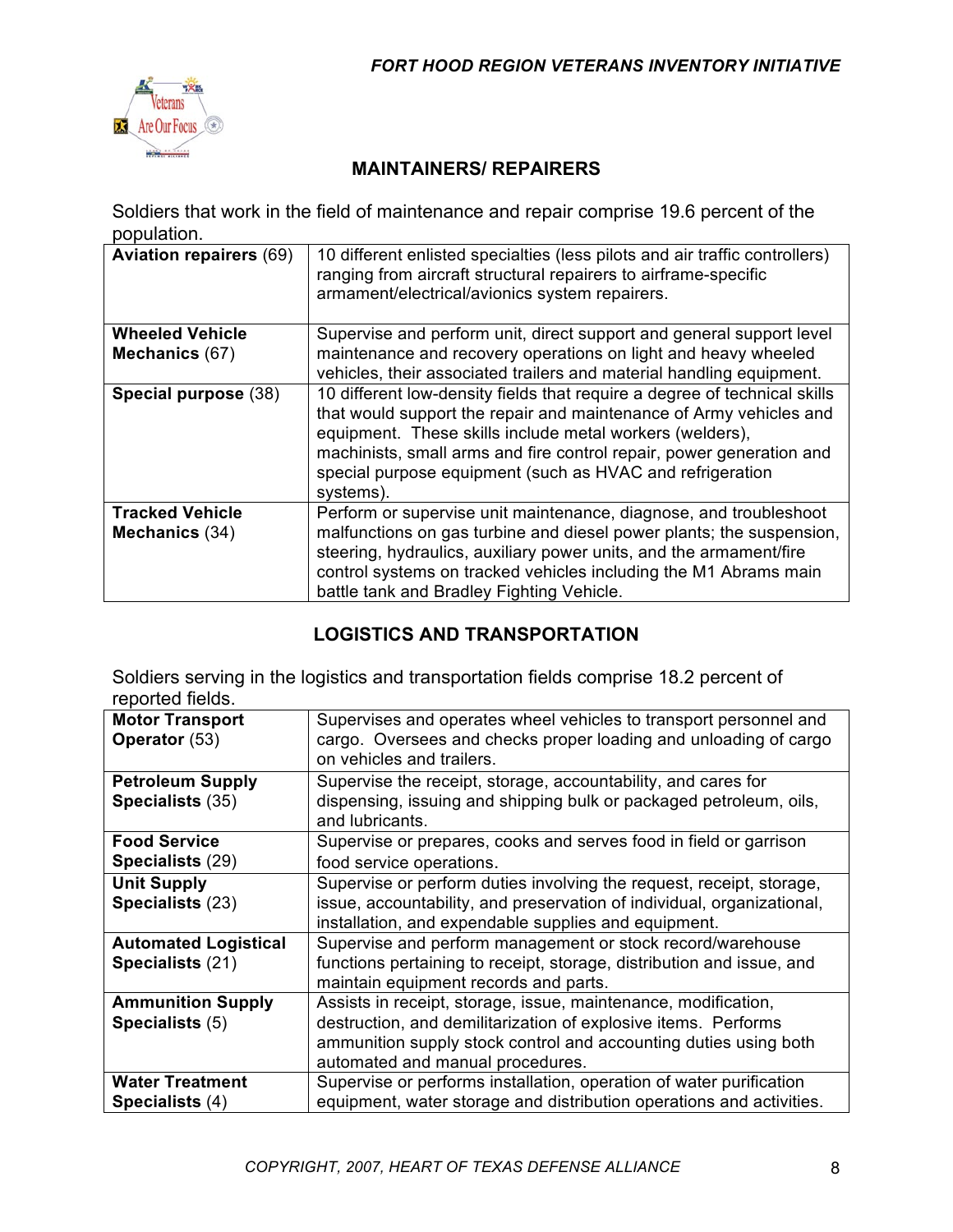## MAINTAINERS/ REPAIRERS

Soldiers that work in the field of maintenance and repair comprise 19.6 percent of the population.

| | |
|---|---|
| **Aviation repairers** (69) | 10 different enlisted specialties (less pilots and air traffic controllers) ranging from aircraft structural repairers to airframe-specific armament/electrical/avionics system repairers. |
| **Wheeled Vehicle Mechanics** (67) | Supervise and perform unit, direct support and general support level maintenance and recovery operations on light and heavy wheeled vehicles, their associated trailers and material handling equipment. |
| **Special purpose** (38) | 10 different low-density fields that require a degree of technical skills that would support the repair and maintenance of Army vehicles and equipment. These skills include metal workers (welders), machinists, small arms and fire control repair, power generation and special purpose equipment (such as HVAC and refrigeration systems). |
| **Tracked Vehicle Mechanics** (34) | Perform or supervise unit maintenance, diagnose, and troubleshoot malfunctions on gas turbine and diesel power plants; the suspension, steering, hydraulics, auxiliary power units, and the armament/fire control systems on tracked vehicles including the M1 Abrams main battle tank and Bradley Fighting Vehicle. |

## LOGISTICS AND TRANSPORTATION

Soldiers serving in the logistics and transportation fields comprise 18.2 percent of reported fields.

| | |
|---|---|
| **Motor Transport Operator** (53) | Supervises and operates wheel vehicles to transport personnel and cargo. Oversees and checks proper loading and unloading of cargo on vehicles and trailers. |
| **Petroleum Supply Specialists** (35) | Supervise the receipt, storage, accountability, and cares for dispensing, issuing and shipping bulk or packaged petroleum, oils, and lubricants. |
| **Food Service Specialists** (29) | Supervise or prepares, cooks and serves food in field or garrison food service operations. |
| **Unit Supply Specialists** (23) | Supervise or perform duties involving the request, receipt, storage, issue, accountability, and preservation of individual, organizational, installation, and expendable supplies and equipment. |
| **Automated Logistical Specialists** (21) | Supervise and perform management or stock record/warehouse functions pertaining to receipt, storage, distribution and issue, and maintain equipment records and parts. |
| **Ammunition Supply Specialists** (5) | Assists in receipt, storage, issue, maintenance, modification, destruction, and demilitarization of explosive items. Performs ammunition supply stock control and accounting duties using both automated and manual procedures. |
| **Water Treatment Specialists** (4) | Supervise or performs installation, operation of water purification equipment, water storage and distribution operations and activities. |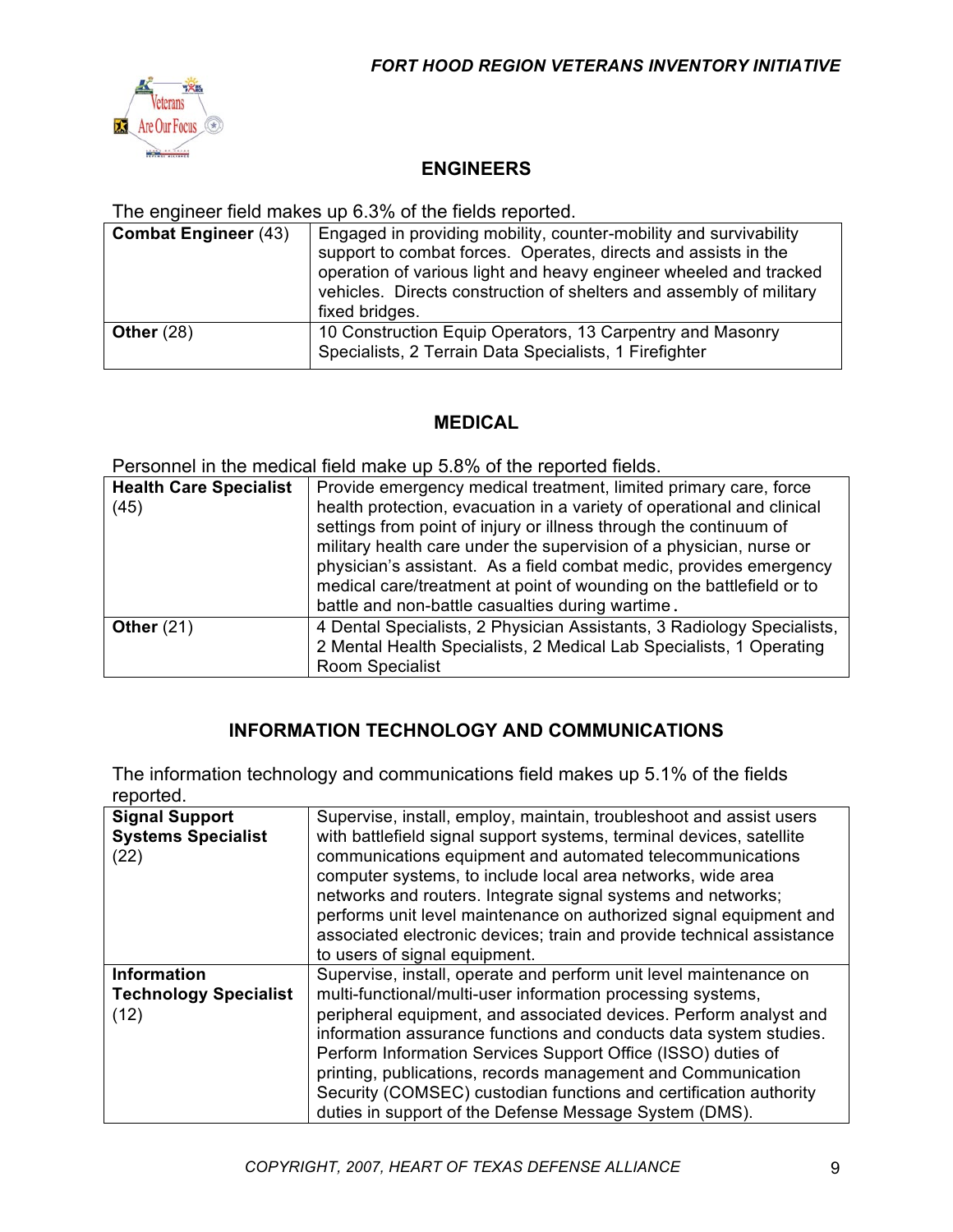## ENGINEERS

The engineer field makes up 6.3% of the fields reported.

| | |
|---|---|
| **Combat Engineer** (43) | Engaged in providing mobility, counter-mobility and survivability support to combat forces. Operates, directs and assists in the operation of various light and heavy engineer wheeled and tracked vehicles. Directs construction of shelters and assembly of military fixed bridges. |
| **Other** (28) | 10 Construction Equip Operators, 13 Carpentry and Masonry Specialists, 2 Terrain Data Specialists, 1 Firefighter |

## MEDICAL

Personnel in the medical field make up 5.8% of the reported fields.

| | |
|---|---|
| **Health Care Specialist** (45) | Provide emergency medical treatment, limited primary care, force health protection, evacuation in a variety of operational and clinical settings from point of injury or illness through the continuum of military health care under the supervision of a physician, nurse or physician's assistant. As a field combat medic, provides emergency medical care/treatment at point of wounding on the battlefield or to battle and non-battle casualties during wartime. |
| **Other** (21) | 4 Dental Specialists, 2 Physician Assistants, 3 Radiology Specialists, 2 Mental Health Specialists, 2 Medical Lab Specialists, 1 Operating Room Specialist |

## INFORMATION TECHNOLOGY AND COMMUNICATIONS

The information technology and communications field makes up 5.1% of the fields reported.

| | |
|---|---|
| **Signal Support Systems Specialist** (22) | Supervise, install, employ, maintain, troubleshoot and assist users with battlefield signal support systems, terminal devices, satellite communications equipment and automated telecommunications computer systems, to include local area networks, wide area networks and routers. Integrate signal systems and networks; performs unit level maintenance on authorized signal equipment and associated electronic devices; train and provide technical assistance to users of signal equipment. |
| **Information Technology Specialist** (12) | Supervise, install, operate and perform unit level maintenance on multi-functional/multi-user information processing systems, peripheral equipment, and associated devices. Perform analyst and information assurance functions and conducts data system studies. Perform Information Services Support Office (ISSO) duties of printing, publications, records management and Communication Security (COMSEC) custodian functions and certification authority duties in support of the Defense Message System (DMS). |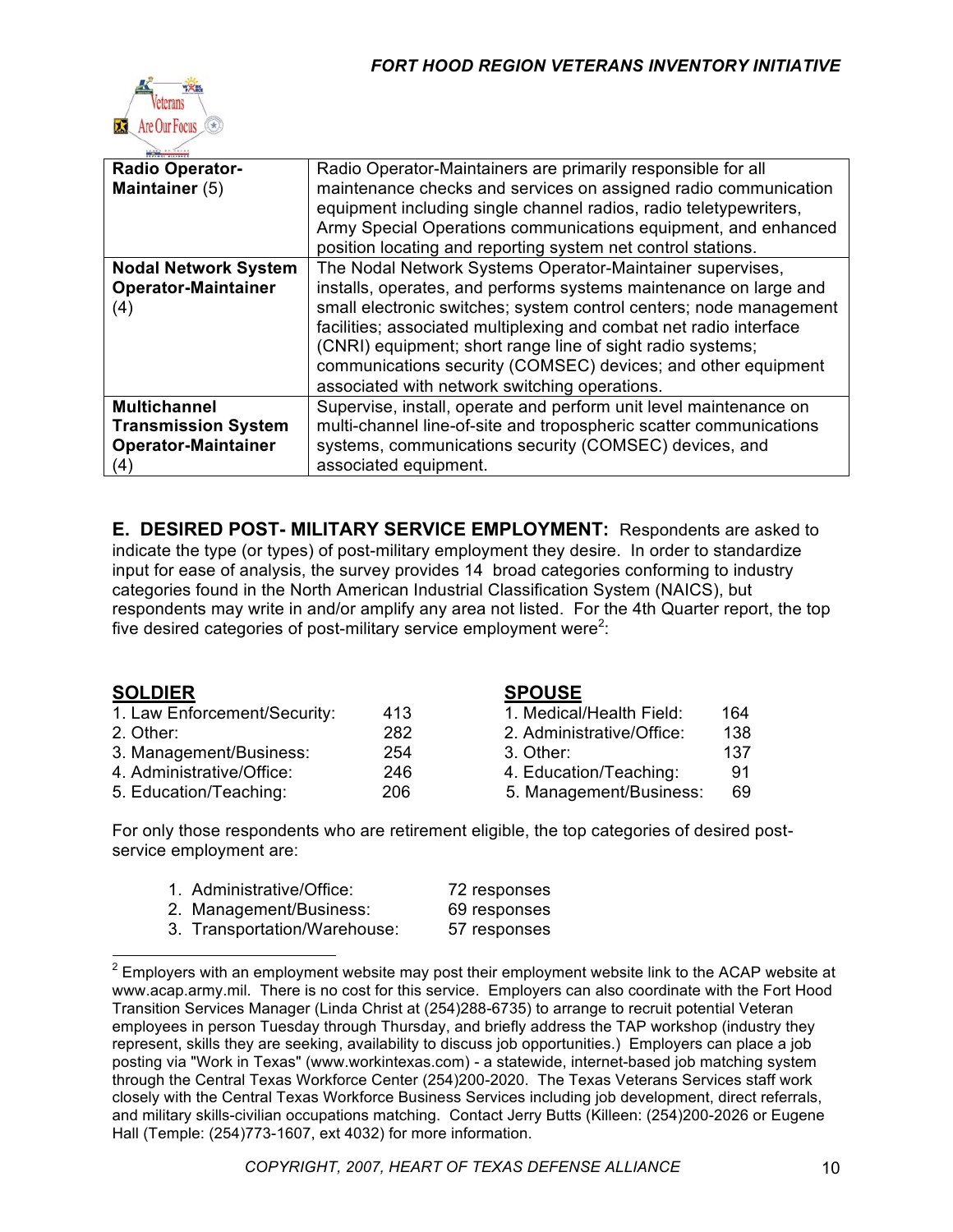| | |
|---|---|
| **Radio Operator-Maintainer** (5) | Radio Operator-Maintainers are primarily responsible for all maintenance checks and services on assigned radio communication equipment including single channel radios, radio teletypewriters, Army Special Operations communications equipment, and enhanced position locating and reporting system net control stations. |
| **Nodal Network System Operator-Maintainer** (4) | The Nodal Network Systems Operator-Maintainer supervises, installs, operates, and performs systems maintenance on large and small electronic switches; system control centers; node management facilities; associated multiplexing and combat net radio interface (CNRI) equipment; short range line of sight radio systems; communications security (COMSEC) devices; and other equipment associated with network switching operations. |
| **Multichannel Transmission System Operator-Maintainer** (4) | Supervise, install, operate and perform unit level maintenance on multi-channel line-of-site and tropospheric scatter communications systems, communications security (COMSEC) devices, and associated equipment. |

**E. DESIRED POST- MILITARY SERVICE EMPLOYMENT:** Respondents are asked to indicate the type (or types) of post-military employment they desire. In order to standardize input for ease of analysis, the survey provides 14 broad categories conforming to industry categories found in the North American Industrial Classification System (NAICS), but respondents may write in and/or amplify any area not listed. For the 4th Quarter report, the top five desired categories of post-military service employment were[2]:

| **SOLDIER** | | **SPOUSE** | |
|---|---|---|---|
| 1. Law Enforcement/Security: | 413 | 1. Medical/Health Field: | 164 |
| 2. Other: | 282 | 2. Administrative/Office: | 138 |
| 3. Management/Business: | 254 | 3. Other: | 137 |
| 4. Administrative/Office: | 246 | 4. Education/Teaching: | 91 |
| 5. Education/Teaching: | 206 | 5. Management/Business: | 69 |

For only those respondents who are retirement eligible, the top categories of desired post-service employment are:

1. Administrative/Office: 72 responses
2. Management/Business: 69 responses
3. Transportation/Warehouse: 57 responses

[2] Employers with an employment website may post their employment website link to the ACAP website at www.acap.army.mil. There is no cost for this service. Employers can also coordinate with the Fort Hood Transition Services Manager (Linda Christ at (254)288-6735) to arrange to recruit potential Veteran employees in person Tuesday through Thursday, and briefly address the TAP workshop (industry they represent, skills they are seeking, availability to discuss job opportunities.) Employers can place a job posting via "Work in Texas" (www.workintexas.com) - a statewide, internet-based job matching system through the Central Texas Workforce Center (254)200-2020. The Texas Veterans Services staff work closely with the Central Texas Workforce Business Services including job development, direct referrals, and military skills-civilian occupations matching. Contact Jerry Butts (Killeen: (254)200-2026 or Eugene Hall (Temple: (254)773-1607, ext 4032) for more information.

COPYRIGHT, 2007, HEART OF TEXAS DEFENSE ALLIANCE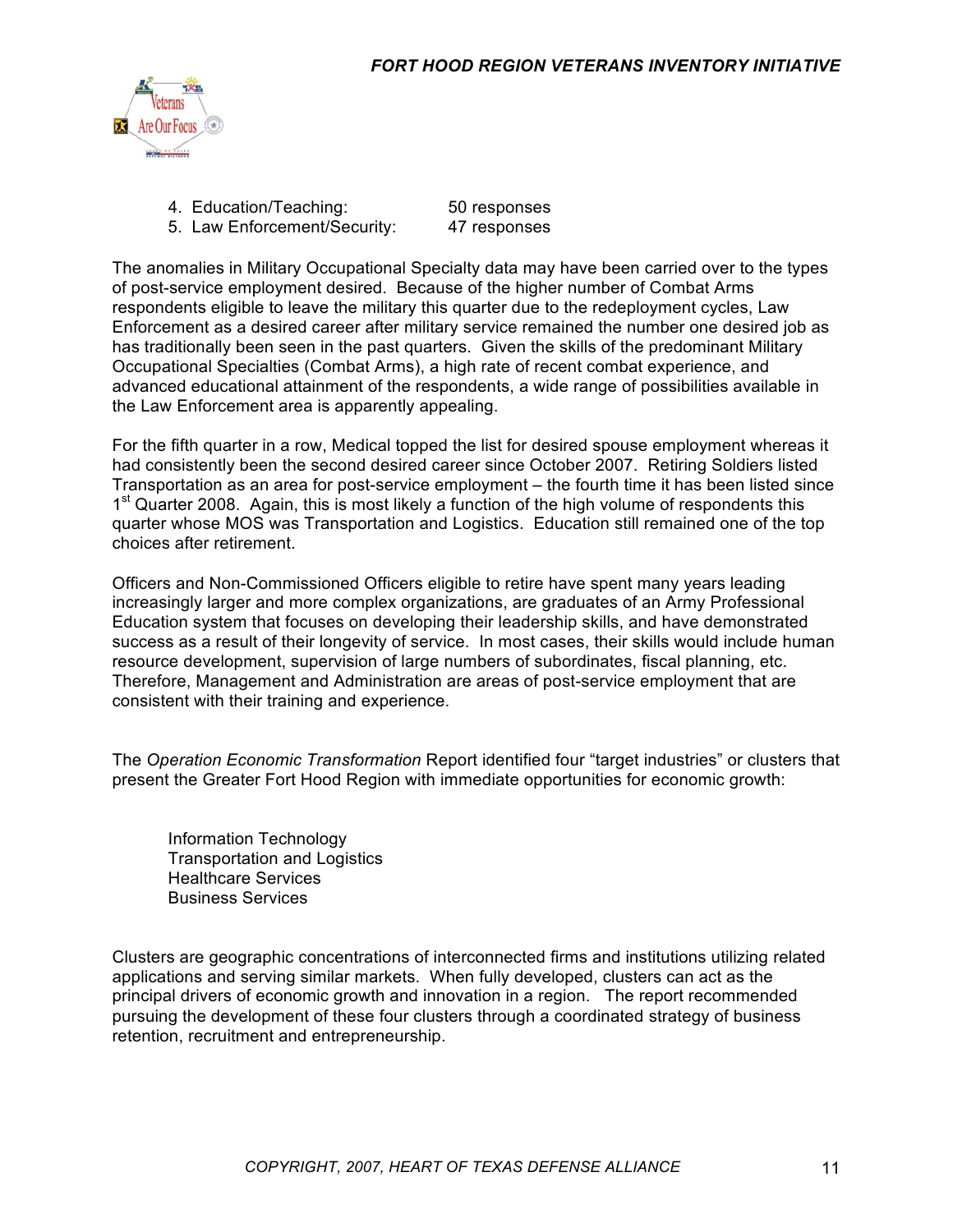4. Education/Teaching: 50 responses
5. Law Enforcement/Security: 47 responses

The anomalies in Military Occupational Specialty data may have been carried over to the types of post-service employment desired. Because of the higher number of Combat Arms respondents eligible to leave the military this quarter due to the redeployment cycles, Law Enforcement as a desired career after military service remained the number one desired job as has traditionally been seen in the past quarters. Given the skills of the predominant Military Occupational Specialties (Combat Arms), a high rate of recent combat experience, and advanced educational attainment of the respondents, a wide range of possibilities available in the Law Enforcement area is apparently appealing.

For the fifth quarter in a row, Medical topped the list for desired spouse employment whereas it had consistently been the second desired career since October 2007. Retiring Soldiers listed Transportation as an area for post-service employment – the fourth time it has been listed since 1st Quarter 2008. Again, this is most likely a function of the high volume of respondents this quarter whose MOS was Transportation and Logistics. Education still remained one of the top choices after retirement.

Officers and Non-Commissioned Officers eligible to retire have spent many years leading increasingly larger and more complex organizations, are graduates of an Army Professional Education system that focuses on developing their leadership skills, and have demonstrated success as a result of their longevity of service. In most cases, their skills would include human resource development, supervision of large numbers of subordinates, fiscal planning, etc. Therefore, Management and Administration are areas of post-service employment that are consistent with their training and experience.

The *Operation Economic Transformation* Report identified four "target industries" or clusters that present the Greater Fort Hood Region with immediate opportunities for economic growth:

Information Technology
Transportation and Logistics
Healthcare Services
Business Services

Clusters are geographic concentrations of interconnected firms and institutions utilizing related applications and serving similar markets. When fully developed, clusters can act as the principal drivers of economic growth and innovation in a region. The report recommended pursuing the development of these four clusters through a coordinated strategy of business retention, recruitment and entrepreneurship.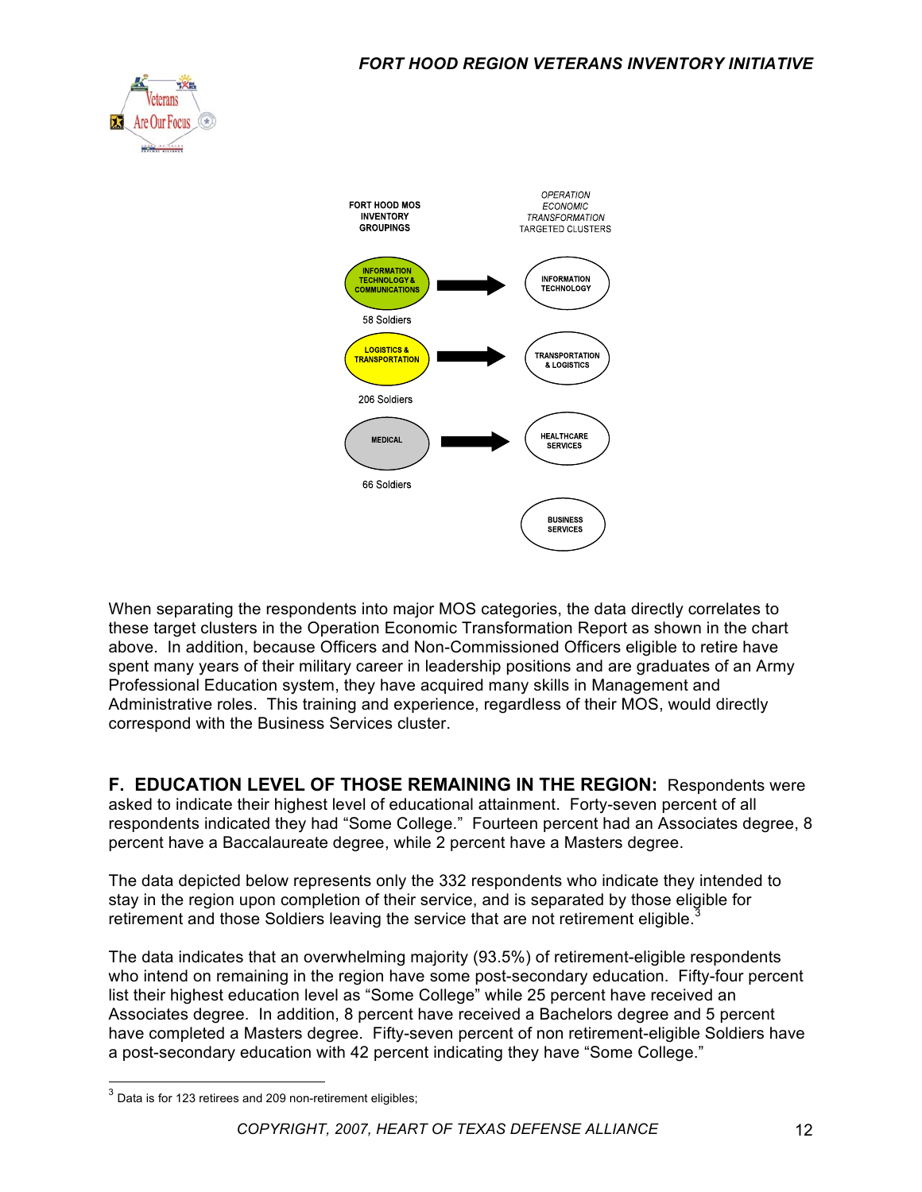| FORT HOOD MOS INVENTORY GROUPINGS | | *OPERATION ECONOMIC TRANSFORMATION* TARGETED CLUSTERS |
|---|---|---|
| INFORMATION TECHNOLOGY & COMMUNICATIONS (58 Soldiers) | → | INFORMATION TECHNOLOGY |
| LOGISTICS & TRANSPORTATION (206 Soldiers) | → | TRANSPORTATION & LOGISTICS |
| MEDICAL (66 Soldiers) | → | HEALTHCARE SERVICES |
| | | BUSINESS SERVICES |

When separating the respondents into major MOS categories, the data directly correlates to these target clusters in the Operation Economic Transformation Report as shown in the chart above. In addition, because Officers and Non-Commissioned Officers eligible to retire have spent many years of their military career in leadership positions and are graduates of an Army Professional Education system, they have acquired many skills in Management and Administrative roles. This training and experience, regardless of their MOS, would directly correspond with the Business Services cluster.

**F. EDUCATION LEVEL OF THOSE REMAINING IN THE REGION:** Respondents were asked to indicate their highest level of educational attainment. Forty-seven percent of all respondents indicated they had "Some College." Fourteen percent had an Associates degree, 8 percent have a Baccalaureate degree, while 2 percent have a Masters degree.

The data depicted below represents only the 332 respondents who indicate they intended to stay in the region upon completion of their service, and is separated by those eligible for retirement and those Soldiers leaving the service that are not retirement eligible.[3]

The data indicates that an overwhelming majority (93.5%) of retirement-eligible respondents who intend on remaining in the region have some post-secondary education. Fifty-four percent list their highest education level as "Some College" while 25 percent have received an Associates degree. In addition, 8 percent have received a Bachelors degree and 5 percent have completed a Masters degree. Fifty-seven percent of non retirement-eligible Soldiers have a post-secondary education with 42 percent indicating they have "Some College."

[3] Data is for 123 retirees and 209 non-retirement eligibles;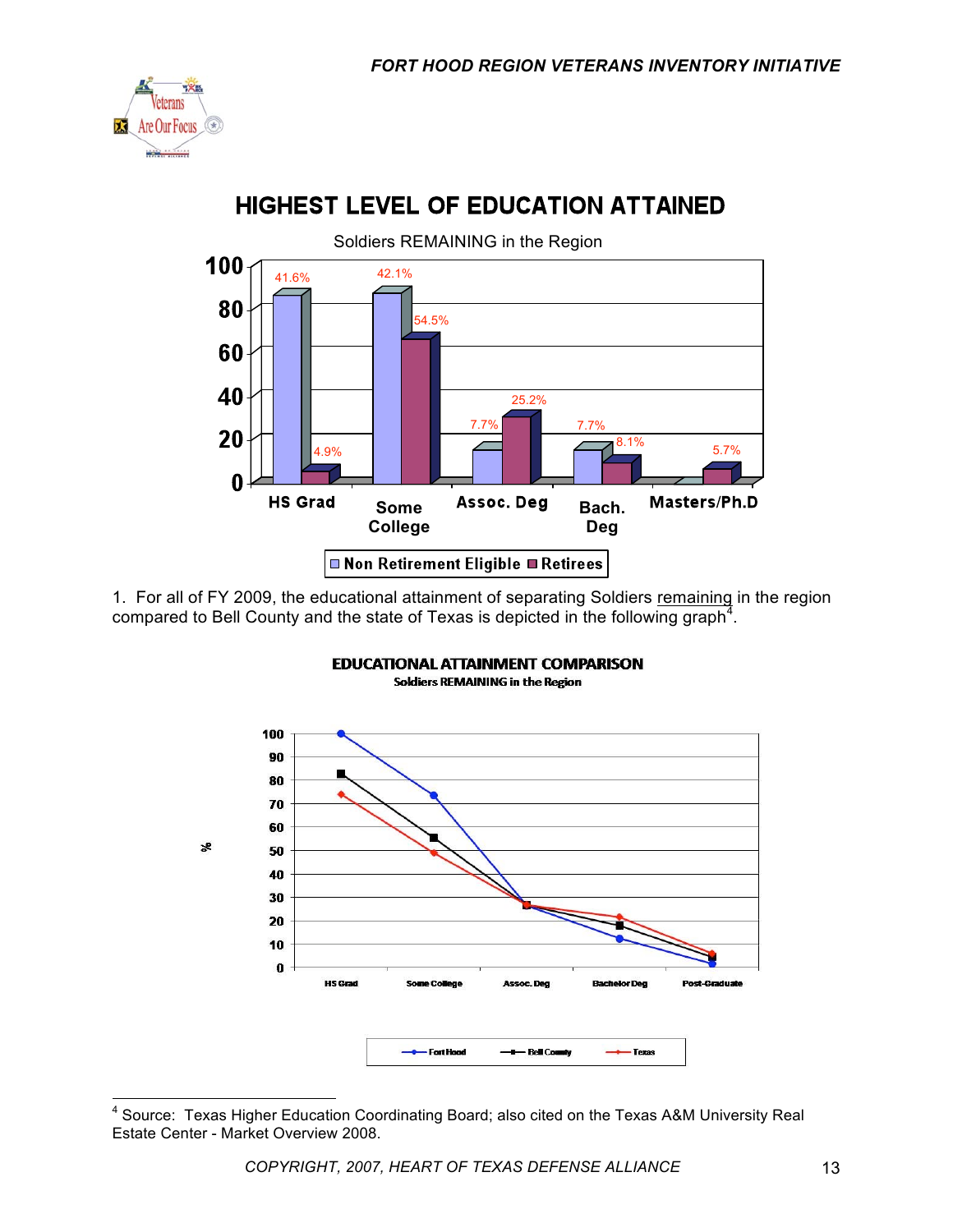## HIGHEST LEVEL OF EDUCATION ATTAINED

Soldiers REMAINING in the Region

| | HS Grad | Some College | Assoc. Deg | Bach. Deg | Masters/Ph.D |
|---|---|---|---|---|---|
| Non Retirement Eligible | 41.6% | 42.1% | 7.7% | 7.7% | |
| Retirees | 4.9% | 54.5% | 25.2% | 8.1% | 5.7% |

1. For all of FY 2009, the educational attainment of separating Soldiers remaining in the region compared to Bell County and the state of Texas is depicted in the following graph[4].

**EDUCATIONAL ATTAINMENT COMPARISON**

Soldiers REMAINING in the Region

Legend: Fort Hood, Bell County, Texas

X-axis: HS Grad, Some College, Assoc. Deg, Bachelor Deg, Post-Graduate

Y-axis: % (0–100)

---

[4] Source: Texas Higher Education Coordinating Board; also cited on the Texas A&M University Real Estate Center - Market Overview 2008.

COPYRIGHT, 2007, HEART OF TEXAS DEFENSE ALLIANCE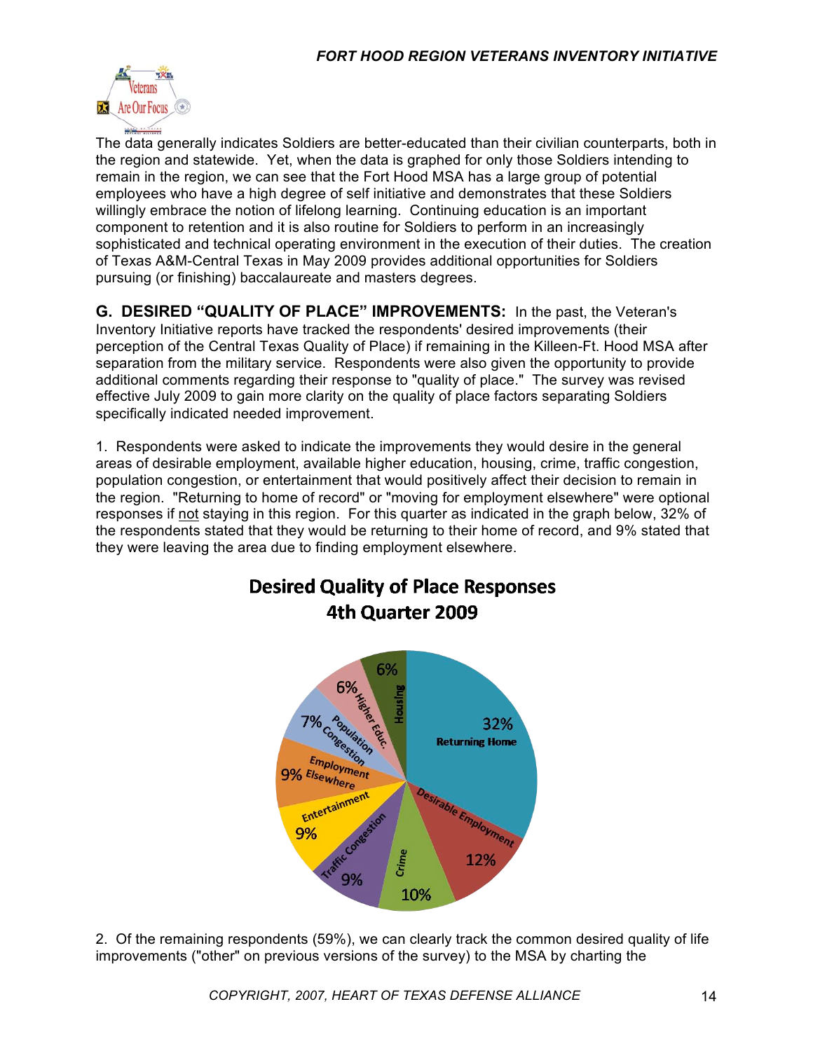The data generally indicates Soldiers are better-educated than their civilian counterparts, both in the region and statewide. Yet, when the data is graphed for only those Soldiers intending to remain in the region, we can see that the Fort Hood MSA has a large group of potential employees who have a high degree of self initiative and demonstrates that these Soldiers willingly embrace the notion of lifelong learning. Continuing education is an important component to retention and it is also routine for Soldiers to perform in an increasingly sophisticated and technical operating environment in the execution of their duties. The creation of Texas A&M-Central Texas in May 2009 provides additional opportunities for Soldiers pursuing (or finishing) baccalaureate and masters degrees.

**G. DESIRED "QUALITY OF PLACE" IMPROVEMENTS:** In the past, the Veteran's Inventory Initiative reports have tracked the respondents' desired improvements (their perception of the Central Texas Quality of Place) if remaining in the Killeen-Ft. Hood MSA after separation from the military service. Respondents were also given the opportunity to provide additional comments regarding their response to "quality of place." The survey was revised effective July 2009 to gain more clarity on the quality of place factors separating Soldiers specifically indicated needed improvement.

1. Respondents were asked to indicate the improvements they would desire in the general areas of desirable employment, available higher education, housing, crime, traffic congestion, population congestion, or entertainment that would positively affect their decision to remain in the region. "Returning to home of record" or "moving for employment elsewhere" were optional responses if not staying in this region. For this quarter as indicated in the graph below, 32% of the respondents stated that they would be returning to their home of record, and 9% stated that they were leaving the area due to finding employment elsewhere.

**Desired Quality of Place Responses**
**4th Quarter 2009**

| Response | Percent |
|---|---|
| Returning Home | 32% |
| Desirable Employment | 12% |
| Crime | 10% |
| Traffic Congestion | 9% |
| Entertainment | 9% |
| Employment Elsewhere | 9% |
| Population Congestion | 7% |
| Higher Educ. | 6% |
| Housing | 6% |

2. Of the remaining respondents (59%), we can clearly track the common desired quality of life improvements ("other" on previous versions of the survey) to the MSA by charting the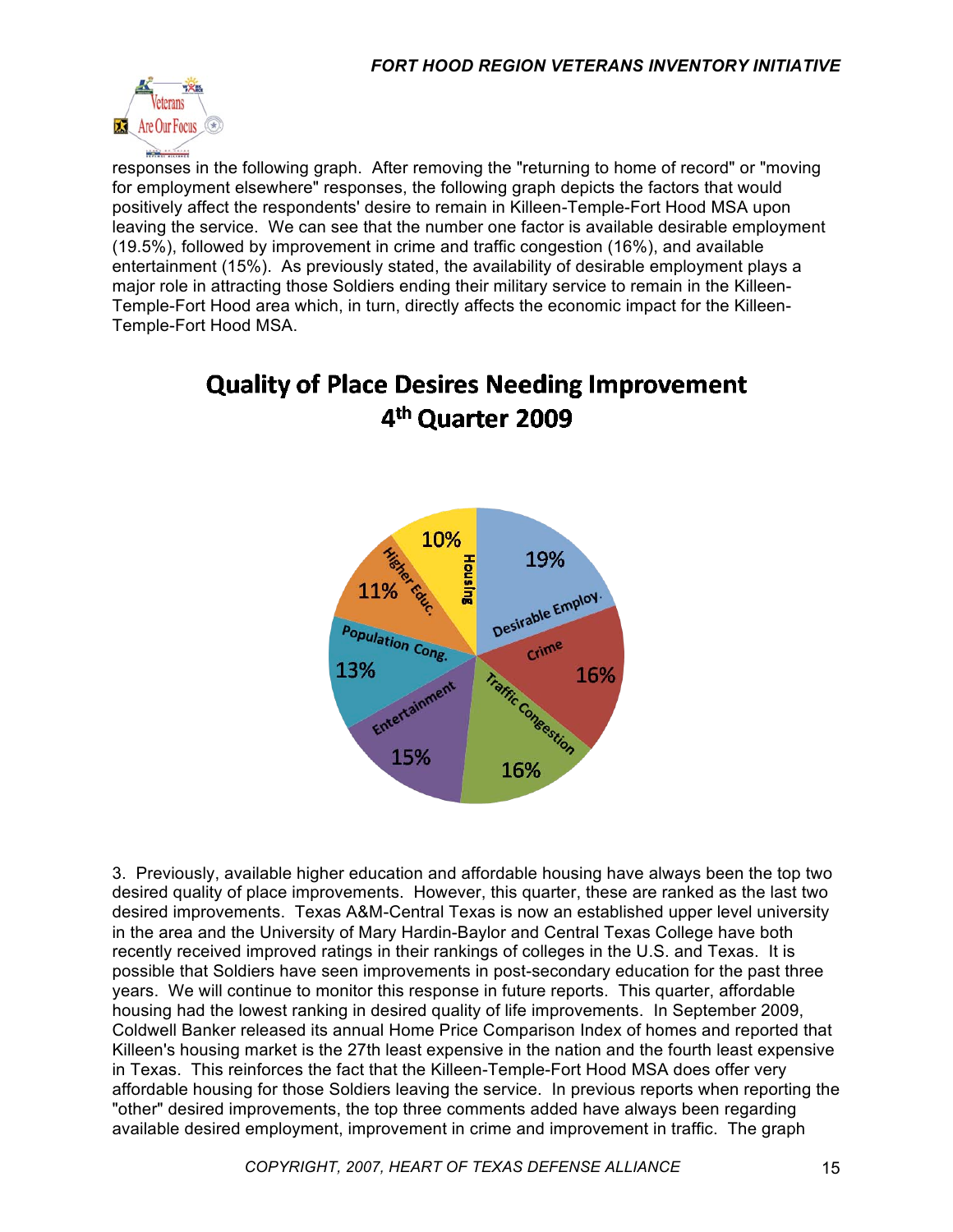responses in the following graph. After removing the "returning to home of record" or "moving for employment elsewhere" responses, the following graph depicts the factors that would positively affect the respondents' desire to remain in Killeen-Temple-Fort Hood MSA upon leaving the service. We can see that the number one factor is available desirable employment (19.5%), followed by improvement in crime and traffic congestion (16%), and available entertainment (15%). As previously stated, the availability of desirable employment plays a major role in attracting those Soldiers ending their military service to remain in the Killeen-Temple-Fort Hood area which, in turn, directly affects the economic impact for the Killeen-Temple-Fort Hood MSA.

## Quality of Place Desires Needing Improvement 4th Quarter 2009

| Category | Percent |
|---|---|
| Desirable Employ. | 19% |
| Crime | 16% |
| Traffic Congestion | 16% |
| Entertainment | 15% |
| Population Cong. | 13% |
| Higher Educ. | 11% |
| Housing | 10% |

3. Previously, available higher education and affordable housing have always been the top two desired quality of place improvements. However, this quarter, these are ranked as the last two desired improvements. Texas A&M-Central Texas is now an established upper level university in the area and the University of Mary Hardin-Baylor and Central Texas College have both recently received improved ratings in their rankings of colleges in the U.S. and Texas. It is possible that Soldiers have seen improvements in post-secondary education for the past three years. We will continue to monitor this response in future reports. This quarter, affordable housing had the lowest ranking in desired quality of life improvements. In September 2009, Coldwell Banker released its annual Home Price Comparison Index of homes and reported that Killeen's housing market is the 27th least expensive in the nation and the fourth least expensive in Texas. This reinforces the fact that the Killeen-Temple-Fort Hood MSA does offer very affordable housing for those Soldiers leaving the service. In previous reports when reporting the "other" desired improvements, the top three comments added have always been regarding available desired employment, improvement in crime and improvement in traffic. The graph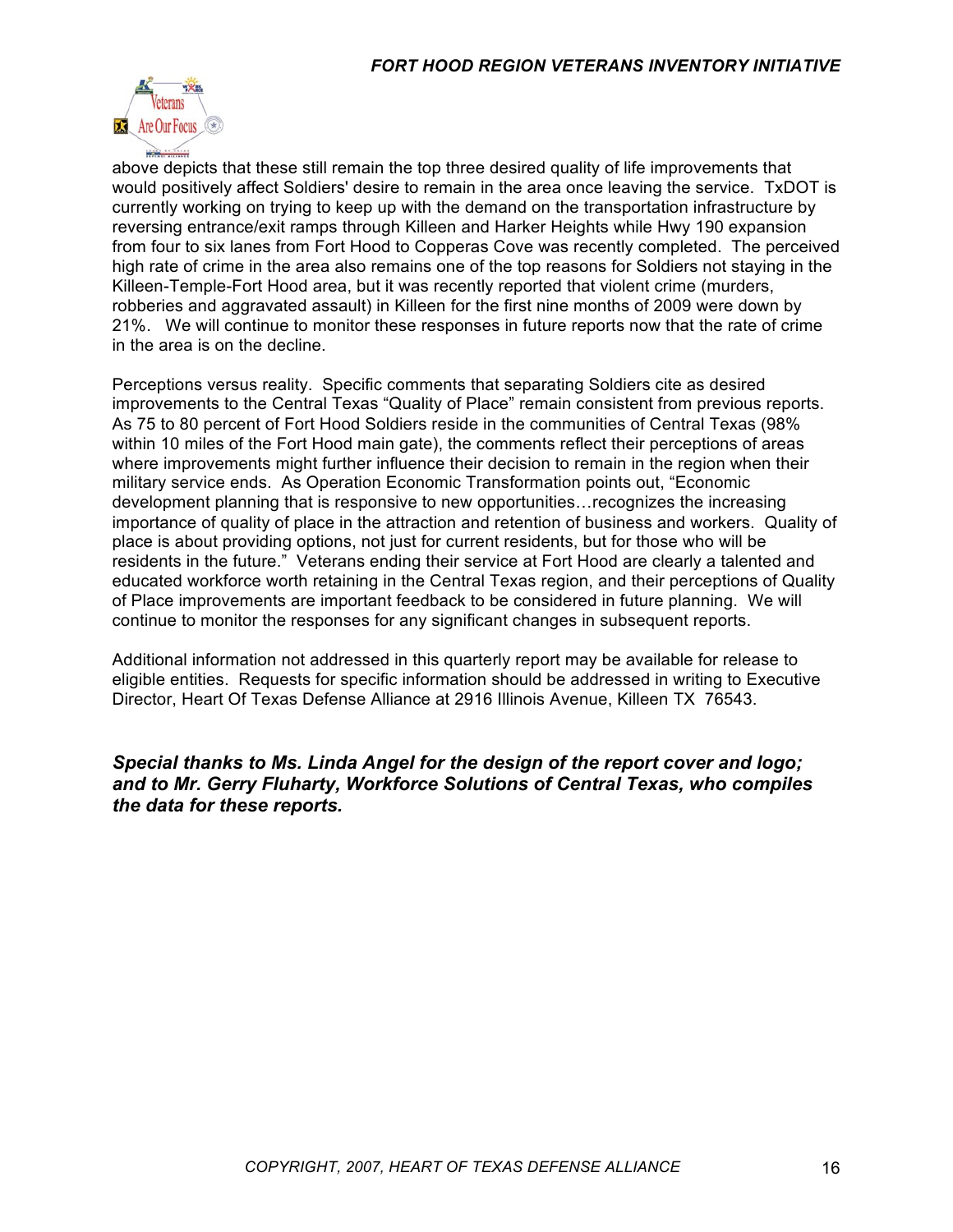above depicts that these still remain the top three desired quality of life improvements that would positively affect Soldiers' desire to remain in the area once leaving the service. TxDOT is currently working on trying to keep up with the demand on the transportation infrastructure by reversing entrance/exit ramps through Killeen and Harker Heights while Hwy 190 expansion from four to six lanes from Fort Hood to Copperas Cove was recently completed. The perceived high rate of crime in the area also remains one of the top reasons for Soldiers not staying in the Killeen-Temple-Fort Hood area, but it was recently reported that violent crime (murders, robberies and aggravated assault) in Killeen for the first nine months of 2009 were down by 21%. We will continue to monitor these responses in future reports now that the rate of crime in the area is on the decline.

Perceptions versus reality. Specific comments that separating Soldiers cite as desired improvements to the Central Texas "Quality of Place" remain consistent from previous reports. As 75 to 80 percent of Fort Hood Soldiers reside in the communities of Central Texas (98% within 10 miles of the Fort Hood main gate), the comments reflect their perceptions of areas where improvements might further influence their decision to remain in the region when their military service ends. As Operation Economic Transformation points out, "Economic development planning that is responsive to new opportunities…recognizes the increasing importance of quality of place in the attraction and retention of business and workers. Quality of place is about providing options, not just for current residents, but for those who will be residents in the future." Veterans ending their service at Fort Hood are clearly a talented and educated workforce worth retaining in the Central Texas region, and their perceptions of Quality of Place improvements are important feedback to be considered in future planning. We will continue to monitor the responses for any significant changes in subsequent reports.

Additional information not addressed in this quarterly report may be available for release to eligible entities. Requests for specific information should be addressed in writing to Executive Director, Heart Of Texas Defense Alliance at 2916 Illinois Avenue, Killeen TX 76543.

***Special thanks to Ms. Linda Angel for the design of the report cover and logo; and to Mr. Gerry Fluharty, Workforce Solutions of Central Texas, who compiles the data for these reports.***